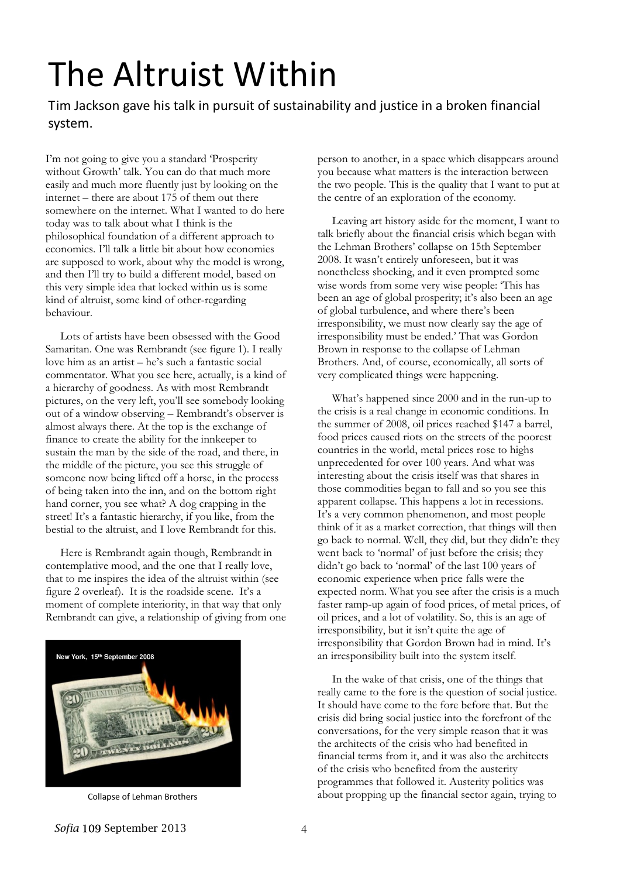# The Altruist Within

Tim Jackson gave his talk in pursuit of sustainability and justice in a broken financial system.

I'm not going to give you a standard 'Prosperity without Growth' talk. You can do that much more easily and much more fluently just by looking on the internet – there are about 175 of them out there somewhere on the internet. What I wanted to do here today was to talk about what I think is the philosophical foundation of a different approach to economics. I'll talk a little bit about how economies are supposed to work, about why the model is wrong, and then I'll try to build a different model, based on this very simple idea that locked within us is some kind of altruist, some kind of other-regarding behaviour.

Lots of artists have been obsessed with the Good Samaritan. One was Rembrandt (see figure 1). I really love him as an artist – he's such a fantastic social commentator. What you see here, actually, is a kind of a hierarchy of goodness. As with most Rembrandt pictures, on the very left, you'll see somebody looking out of a window observing – Rembrandt's observer is almost always there. At the top is the exchange of finance to create the ability for the innkeeper to sustain the man by the side of the road, and there, in the middle of the picture, you see this struggle of someone now being lifted off a horse, in the process of being taken into the inn, and on the bottom right hand corner, you see what? A dog crapping in the street! It's a fantastic hierarchy, if you like, from the bestial to the altruist, and I love Rembrandt for this.

Here is Rembrandt again though, Rembrandt in contemplative mood, and the one that I really love, that to me inspires the idea of the altruist within (see figure 2 overleaf). It is the roadside scene. It's a moment of complete interiority, in that way that only Rembrandt can give, a relationship of giving from one person to another, in a space which disappears around you because what matters is the interaction between the two people. This is the quality that I want to put at the centre of an exploration of the economy.

New York, 15th September 2008

Collapse of Lehman Brothers

Leaving art history aside for the moment, I want to talk briefly about the financial crisis which began with the Lehman Brothers' collapse on 15th September 2008. It wasn't entirely unforeseen, but it was nonetheless shocking, and it even prompted some wise words from some very wise people: 'This has been an age of global prosperity; it's also been an age of global turbulence, and where there's been irresponsibility, we must now clearly say the age of irresponsibility must be ended.' That was Gordon Brown in response to the collapse of Lehman Brothers. And, of course, economically, all sorts of very complicated things were happening.

What's happened since 2000 and in the run-up to the crisis is a real change in economic conditions. In the summer of 2008, oil prices reached \$147 a barrel, food prices caused riots on the streets of the poorest countries in the world, metal prices rose to highs unprecedented for over 100 years. And what was interesting about the crisis itself was that shares in those commodities began to fall and so you see this apparent collapse. This happens a lot in recessions. It's a very common phenomenon, and most people think of it as a market correction, that things will then go back to normal. Well, they did, but they didn't: they went back to 'normal' of just before the crisis; they didn't go back to 'normal' of the last 100 years of economic experience when price falls were the expected norm. What you see after the crisis is a much faster ramp-up again of food prices, of metal prices, of oil prices, and a lot of volatility. So, this is an age of irresponsibility, but it isn't quite the age of irresponsibility that Gordon Brown had in mind. It's an irresponsibility built into the system itself.

In the wake of that crisis, one of the things that really came to the fore is the question of social justice. It should have come to the fore before that. But the crisis did bring social justice into the forefront of the conversations, for the very simple reason that it was the architects of the crisis who had benefited in financial terms from it, and it was also the architects of the crisis who benefited from the austerity programmes that followed it. Austerity politics was about propping up the financial sector again, trying to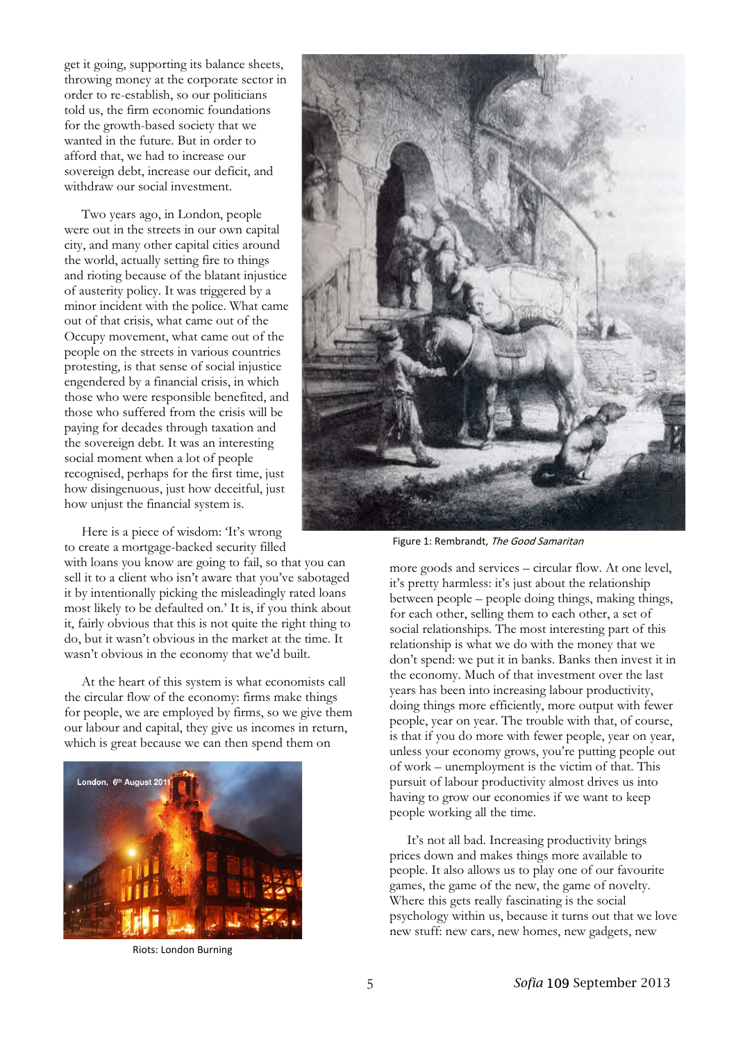get it going, supporting its balance sheets, throwing money at the corporate sector in order to re-establish, so our politicians told us, the firm economic foundations for the growth-based society that we wanted in the future. But in order to afford that, we had to increase our sovereign debt, increase our deficit, and withdraw our social investment.

Two years ago, in London, people were out in the streets in our own capital city, and many other capital cities around the world, actually setting fire to things and rioting because of the blatant injustice of austerity policy. It was triggered by a minor incident with the police. What came out of that crisis, what came out of the Occupy movement, what came out of the people on the streets in various countries protesting, is that sense of social injustice engendered by a financial crisis, in which those who were responsible benefited, and those who suffered from the crisis will be paying for decades through taxation and the sovereign debt. It was an interesting social moment when a lot of people recognised, perhaps for the first time, just how disingenuous, just how deceitful, just how unjust the financial system is.

Figure 1: Rembrandt, *The Good Samaritan*

Here is a piece of wisdom: 'It's wrong to create a mortgage-backed security filled with loans you know are going to fail, so that you can sell it to a client who isn't aware that you've sabotaged it by intentionally picking the misleadingly rated loans most likely to be defaulted on.' It is, if you think about it, fairly obvious that this is not quite the right thing to do, but it wasn't obvious in the market at the time. It wasn't obvious in the economy that we'd built.

At the heart of this system is what economists call the circular flow of the economy: firms make things for people, we are employed by firms, so we give them our labour and capital, they give us incomes in return, which is great because we can then spend them on more goods and services – circular flow. At one level, it's pretty harmless: it's just about the relationship between people – people doing things, making things, for each other, selling them to each other, a set of social relationships. The most interesting part of this relationship is what we do with the money that we don't spend: we put it in banks. Banks then invest it in the economy. Much of that investment over the last years has been into increasing labour productivity, doing things more efficiently, more output with fewer people, year on year. The trouble with that, of course, is that if you do more with fewer people, year on year, unless your economy grows, you're putting people out of work – unemployment is the victim of that. This pursuit of labour productivity almost drives us into having to grow our economies if we want to keep people working all the time.

London, 6th August 2011

Riots: London Burning

It's not all bad. Increasing productivity brings prices down and makes things more available to people. It also allows us to play one of our favourite games, the game of the new, the game of novelty. Where this gets really fascinating is the social psychology within us, because it turns out that we love new stuff: new cars, new homes, new gadgets, new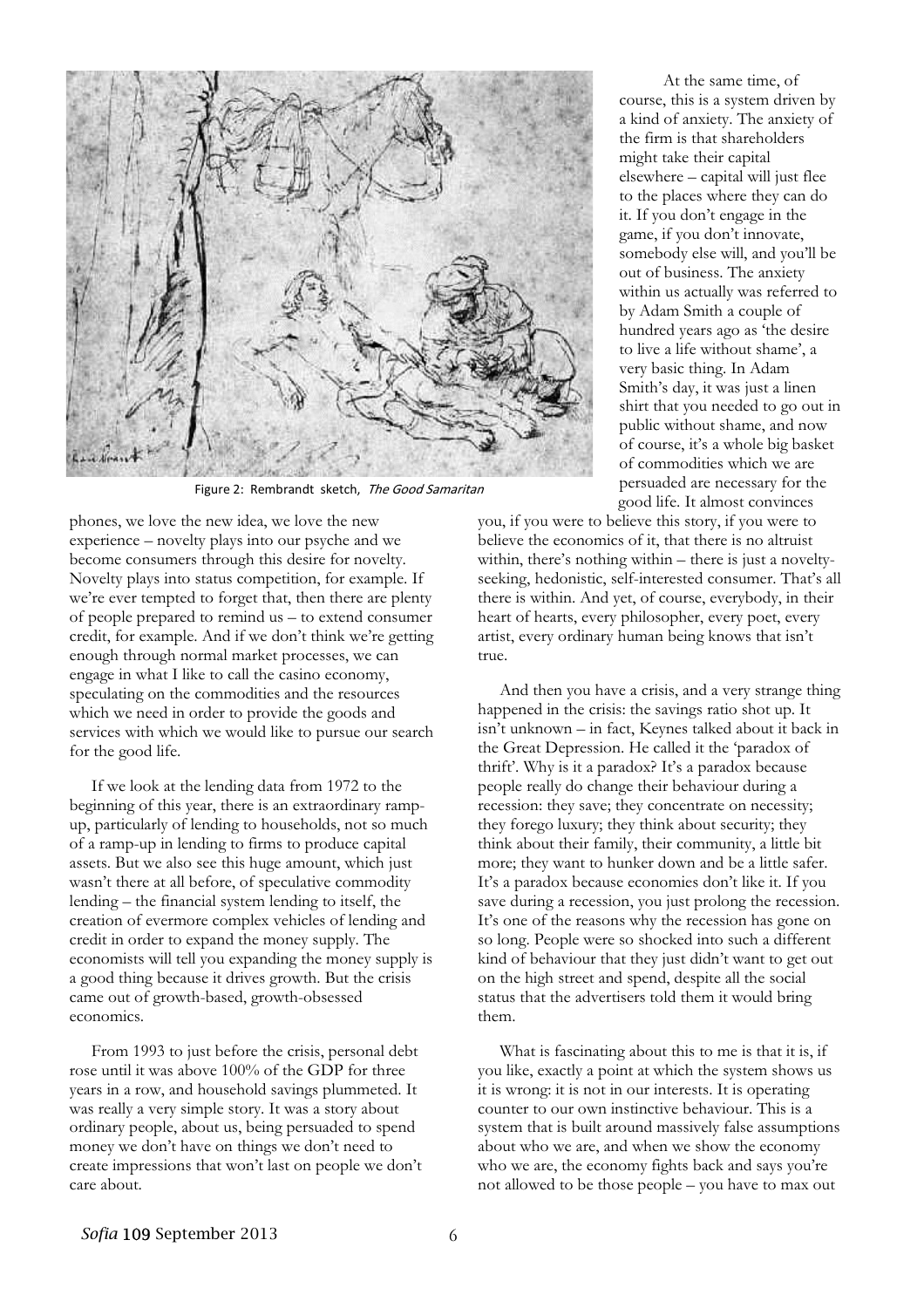Figure 2: Rembrandt sketch, *The Good Samaritan*

phones, we love the new idea, we love the new experience – novelty plays into our psyche and we become consumers through this desire for novelty. Novelty plays into status competition, for example. If we're ever tempted to forget that, then there are plenty of people prepared to remind us – to extend consumer credit, for example. And if we don't think we're getting enough through normal market processes, we can engage in what I like to call the casino economy, speculating on the commodities and the resources which we need in order to provide the goods and services with which we would like to pursue our search for the good life.

If we look at the lending data from 1972 to the beginning of this year, there is an extraordinary ramp-up, particularly of lending to households, not so much of a ramp-up in lending to firms to produce capital assets. But we also see this huge amount, which just wasn't there at all before, of speculative commodity lending – the financial system lending to itself, the creation of evermore complex vehicles of lending and credit in order to expand the money supply. The economists will tell you expanding the money supply is a good thing because it drives growth. But the crisis came out of growth-based, growth-obsessed economics.

From 1993 to just before the crisis, personal debt rose until it was above 100% of the GDP for three years in a row, and household savings plummeted. It was really a very simple story. It was a story about ordinary people, about us, being persuaded to spend money we don't have on things we don't need to create impressions that won't last on people we don't care about.

At the same time, of course, this is a system driven by a kind of anxiety. The anxiety of the firm is that shareholders might take their capital elsewhere – capital will just flee to the places where they can do it. If you don't engage in the game, if you don't innovate, somebody else will, and you'll be out of business. The anxiety within us actually was referred to by Adam Smith a couple of hundred years ago as 'the desire to live a life without shame', a very basic thing. In Adam Smith's day, it was just a linen shirt that you needed to go out in public without shame, and now of course, it's a whole big basket of commodities which we are persuaded are necessary for the good life. It almost convinces you, if you were to believe this story, if you were to believe the economics of it, that there is no altruist within, there's nothing within – there is just a novelty-seeking, hedonistic, self-interested consumer. That's all there is within. And yet, of course, everybody, in their heart of hearts, every philosopher, every poet, every artist, every ordinary human being knows that isn't true.

And then you have a crisis, and a very strange thing happened in the crisis: the savings ratio shot up. It isn't unknown – in fact, Keynes talked about it back in the Great Depression. He called it the 'paradox of thrift'. Why is it a paradox? It's a paradox because people really do change their behaviour during a recession: they save; they concentrate on necessity; they forego luxury; they think about security; they think about their family, their community, a little bit more; they want to hunker down and be a little safer. It's a paradox because economies don't like it. If you save during a recession, you just prolong the recession. It's one of the reasons why the recession has gone on so long. People were so shocked into such a different kind of behaviour that they just didn't want to get out on the high street and spend, despite all the social status that the advertisers told them it would bring them.

What is fascinating about this to me is that it is, if you like, exactly a point at which the system shows us it is wrong: it is not in our interests. It is operating counter to our own instinctive behaviour. This is a system that is built around massively false assumptions about who we are, and when we show the economy who we are, the economy fights back and says you're not allowed to be those people – you have to max out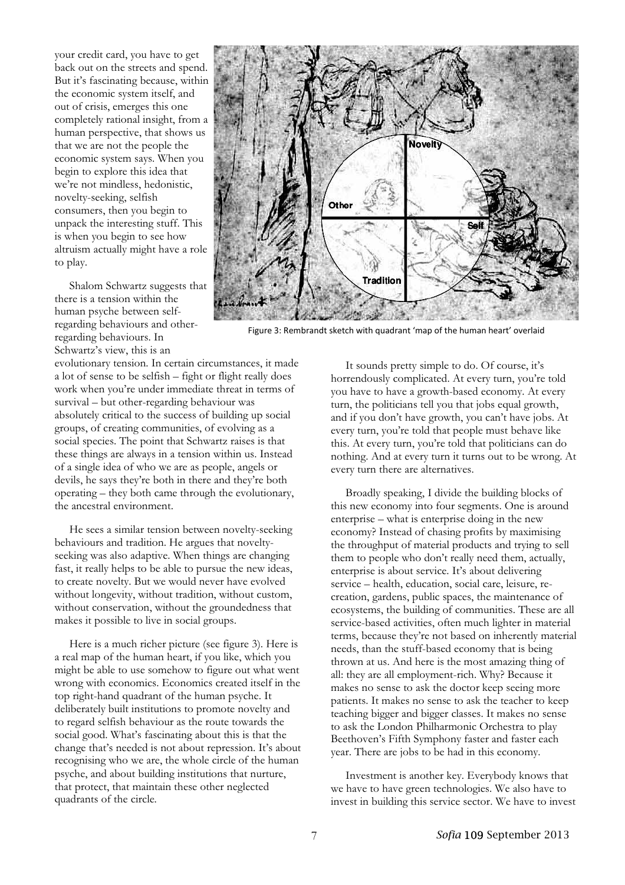your credit card, you have to get back out on the streets and spend. But it's fascinating because, within the economic system itself, and out of crisis, emerges this one completely rational insight, from a human perspective, that shows us that we are not the people the economic system says. When you begin to explore this idea that we're not mindless, hedonistic, novelty-seeking, selfish consumers, then you begin to unpack the interesting stuff. This is when you begin to see how altruism actually might have a role to play.

Shalom Schwartz suggests that there is a tension within the human psyche between self-regarding behaviours and other-regarding behaviours. In Schwartz's view, this is an evolutionary tension. In certain circumstances, it made a lot of sense to be selfish – fight or flight really does work when you're under immediate threat in terms of survival – but other-regarding behaviour was absolutely critical to the success of building up social groups, of creating communities, of evolving as a social species. The point that Schwartz raises is that these things are always in a tension within us. Instead of a single idea of who we are as people, angels or devils, he says they're both in there and they're both operating – they both came through the evolutionary, the ancestral environment.

He sees a similar tension between novelty-seeking behaviours and tradition. He argues that novelty-seeking was also adaptive. When things are changing fast, it really helps to be able to pursue the new ideas, to create novelty. But we would never have evolved without longevity, without tradition, without custom, without conservation, without the groundedness that makes it possible to live in social groups.

Here is a much richer picture (see figure 3). Here is a real map of the human heart, if you like, which you might be able to use somehow to figure out what went wrong with economics. Economics created itself in the top right-hand quadrant of the human psyche. It deliberately built institutions to promote novelty and to regard selfish behaviour as the route towards the social good. What's fascinating about this is that the change that's needed is not about repression. It's about recognising who we are, the whole circle of the human psyche, and about building institutions that nurture, that protect, that maintain these other neglected quadrants of the circle.

Figure 3: Rembrandt sketch with quadrant 'map of the human heart' overlaid

It sounds pretty simple to do. Of course, it's horrendously complicated. At every turn, you're told you have to have a growth-based economy. At every turn, the politicians tell you that jobs equal growth, and if you don't have growth, you can't have jobs. At every turn, you're told that people must behave like this. At every turn, you're told that politicians can do nothing. And at every turn it turns out to be wrong. At every turn there are alternatives.

Broadly speaking, I divide the building blocks of this new economy into four segments. One is around enterprise – what is enterprise doing in the new economy? Instead of chasing profits by maximising the throughput of material products and trying to sell them to people who don't really need them, actually, enterprise is about service. It's about delivering service – health, education, social care, leisure, re-creation, gardens, public spaces, the maintenance of ecosystems, the building of communities. These are all service-based activities, often much lighter in material terms, because they're not based on inherently material needs, than the stuff-based economy that is being thrown at us. And here is the most amazing thing of all: they are all employment-rich. Why? Because it makes no sense to ask the doctor keep seeing more patients. It makes no sense to ask the teacher to keep teaching bigger and bigger classes. It makes no sense to ask the London Philharmonic Orchestra to play Beethoven's Fifth Symphony faster and faster each year. There are jobs to be had in this economy.

Investment is another key. Everybody knows that we have to have green technologies. We also have to invest in building this service sector. We have to invest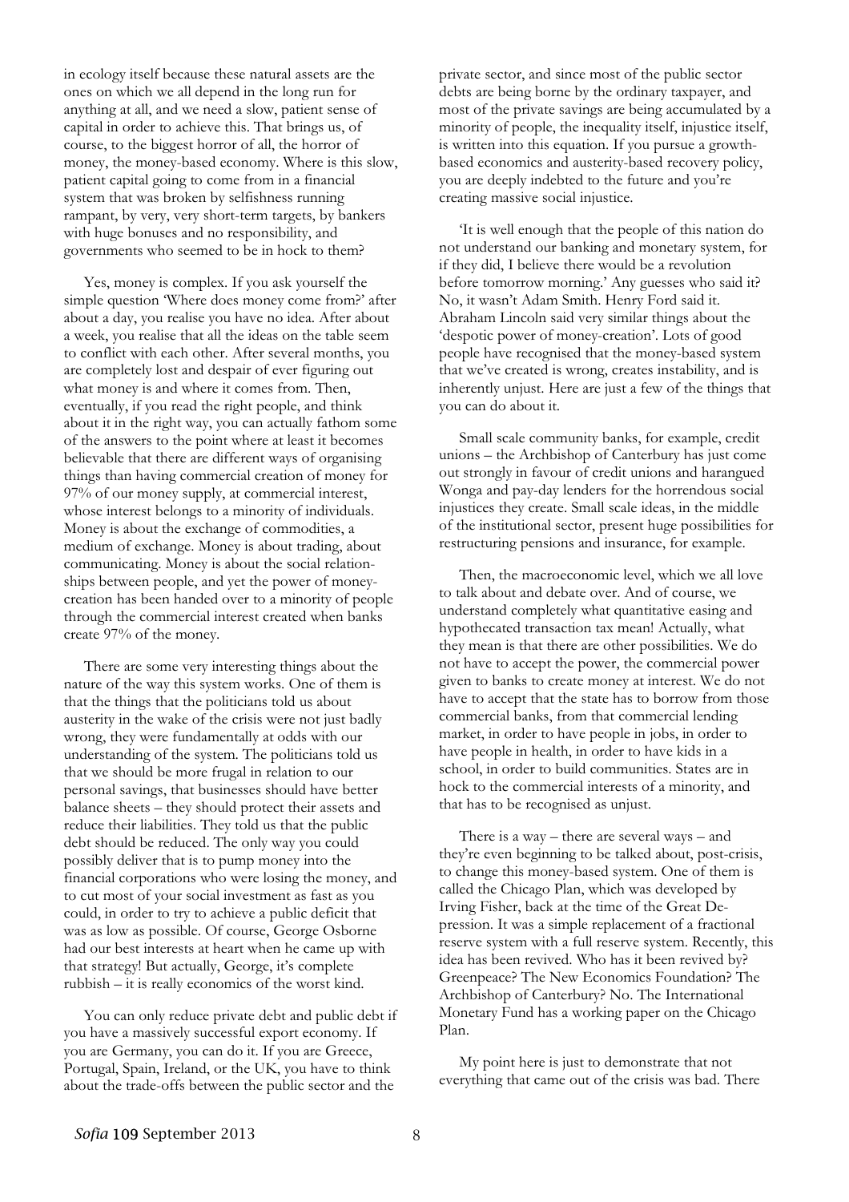in ecology itself because these natural assets are the ones on which we all depend in the long run for anything at all, and we need a slow, patient sense of capital in order to achieve this. That brings us, of course, to the biggest horror of all, the horror of money, the money-based economy. Where is this slow, patient capital going to come from in a financial system that was broken by selfishness running rampant, by very, very short-term targets, by bankers with huge bonuses and no responsibility, and governments who seemed to be in hock to them?

Yes, money is complex. If you ask yourself the simple question 'Where does money come from?' after about a day, you realise you have no idea. After about a week, you realise that all the ideas on the table seem to conflict with each other. After several months, you are completely lost and despair of ever figuring out what money is and where it comes from. Then, eventually, if you read the right people, and think about it in the right way, you can actually fathom some of the answers to the point where at least it becomes believable that there are different ways of organising things than having commercial creation of money for 97% of our money supply, at commercial interest, whose interest belongs to a minority of individuals. Money is about the exchange of commodities, a medium of exchange. Money is about trading, about communicating. Money is about the social relationships between people, and yet the power of money-creation has been handed over to a minority of people through the commercial interest created when banks create 97% of the money.

There are some very interesting things about the nature of the way this system works. One of them is that the things that the politicians told us about austerity in the wake of the crisis were not just badly wrong, they were fundamentally at odds with our understanding of the system. The politicians told us that we should be more frugal in relation to our personal savings, that businesses should have better balance sheets – they should protect their assets and reduce their liabilities. They told us that the public debt should be reduced. The only way you could possibly deliver that is to pump money into the financial corporations who were losing the money, and to cut most of your social investment as fast as you could, in order to try to achieve a public deficit that was as low as possible. Of course, George Osborne had our best interests at heart when he came up with that strategy! But actually, George, it's complete rubbish – it is really economics of the worst kind.

You can only reduce private debt and public debt if you have a massively successful export economy. If you are Germany, you can do it. If you are Greece, Portugal, Spain, Ireland, or the UK, you have to think about the trade-offs between the public sector and the private sector, and since most of the public sector debts are being borne by the ordinary taxpayer, and most of the private savings are being accumulated by a minority of people, the inequality itself, injustice itself, is written into this equation. If you pursue a growth-based economics and austerity-based recovery policy, you are deeply indebted to the future and you're creating massive social injustice.

'It is well enough that the people of this nation do not understand our banking and monetary system, for if they did, I believe there would be a revolution before tomorrow morning.' Any guesses who said it? No, it wasn't Adam Smith. Henry Ford said it. Abraham Lincoln said very similar things about the 'despotic power of money-creation'. Lots of good people have recognised that the money-based system that we've created is wrong, creates instability, and is inherently unjust. Here are just a few of the things that you can do about it.

Small scale community banks, for example, credit unions – the Archbishop of Canterbury has just come out strongly in favour of credit unions and harangued Wonga and pay-day lenders for the horrendous social injustices they create. Small scale ideas, in the middle of the institutional sector, present huge possibilities for restructuring pensions and insurance, for example.

Then, the macroeconomic level, which we all love to talk about and debate over. And of course, we understand completely what quantitative easing and hypothecated transaction tax mean! Actually, what they mean is that there are other possibilities. We do not have to accept the power, the commercial power given to banks to create money at interest. We do not have to accept that the state has to borrow from those commercial banks, from that commercial lending market, in order to have people in jobs, in order to have people in health, in order to have kids in a school, in order to build communities. States are in hock to the commercial interests of a minority, and that has to be recognised as unjust.

There is a way – there are several ways – and they're even beginning to be talked about, post-crisis, to change this money-based system. One of them is called the Chicago Plan, which was developed by Irving Fisher, back at the time of the Great Depression. It was a simple replacement of a fractional reserve system with a full reserve system. Recently, this idea has been revived. Who has it been revived by? Greenpeace? The New Economics Foundation? The Archbishop of Canterbury? No. The International Monetary Fund has a working paper on the Chicago Plan.

My point here is just to demonstrate that not everything that came out of the crisis was bad. There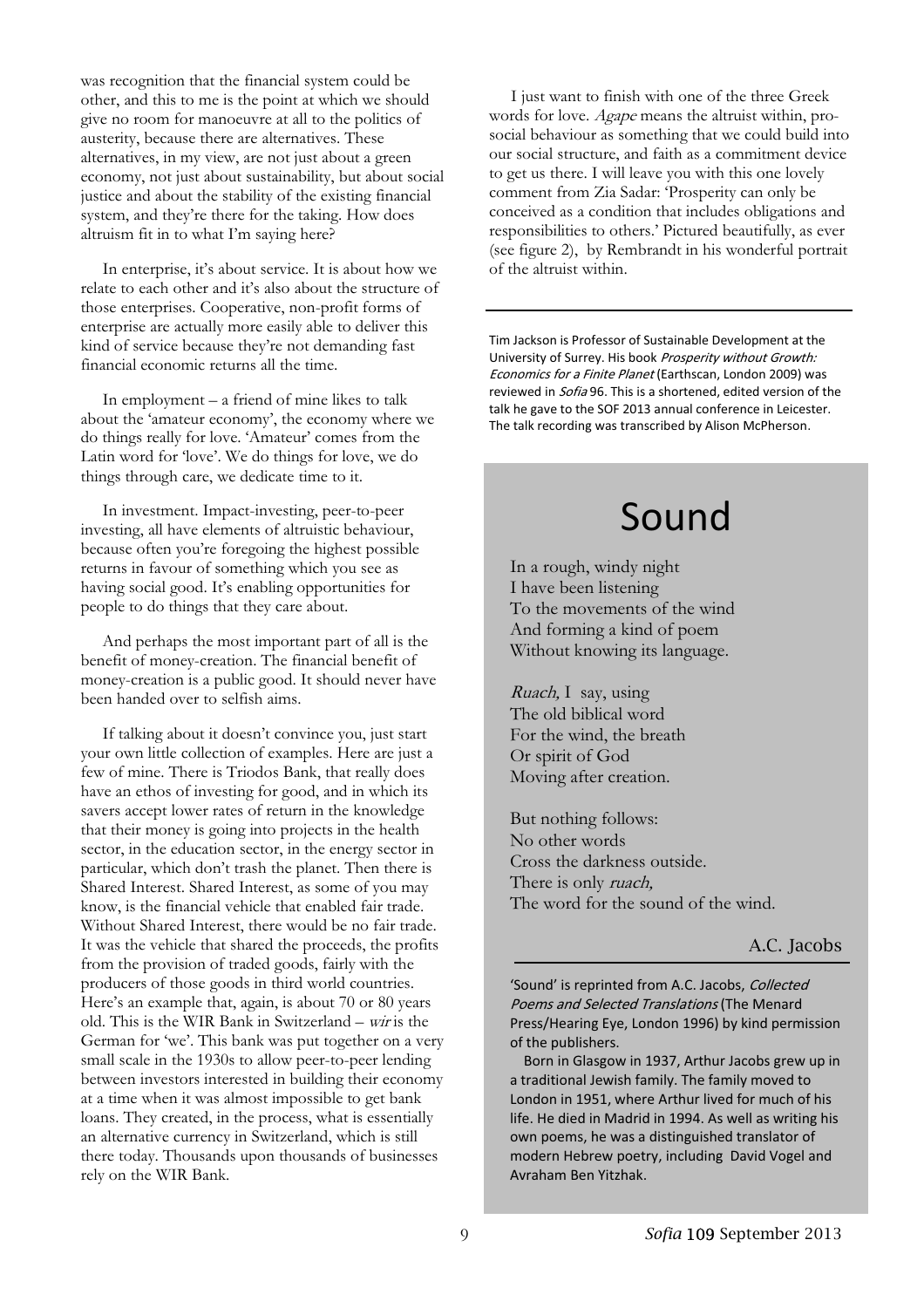was recognition that the financial system could be other, and this to me is the point at which we should give no room for manoeuvre at all to the politics of austerity, because there are alternatives. These alternatives, in my view, are not just about a green economy, not just about sustainability, but about social justice and about the stability of the existing financial system, and they're there for the taking. How does altruism fit in to what I'm saying here?

In enterprise, it's about service. It is about how we relate to each other and it's also about the structure of those enterprises. Cooperative, non-profit forms of enterprise are actually more easily able to deliver this kind of service because they're not demanding fast financial economic returns all the time.

In employment – a friend of mine likes to talk about the 'amateur economy', the economy where we do things really for love. 'Amateur' comes from the Latin word for 'love'. We do things for love, we do things through care, we dedicate time to it.

In investment. Impact-investing, peer-to-peer investing, all have elements of altruistic behaviour, because often you're foregoing the highest possible returns in favour of something which you see as having social good. It's enabling opportunities for people to do things that they care about.

And perhaps the most important part of all is the benefit of money-creation. The financial benefit of money-creation is a public good. It should never have been handed over to selfish aims.

If talking about it doesn't convince you, just start your own little collection of examples. Here are just a few of mine. There is Triodos Bank, that really does have an ethos of investing for good, and in which its savers accept lower rates of return in the knowledge that their money is going into projects in the health sector, in the education sector, in the energy sector in particular, which don't trash the planet. Then there is Shared Interest. Shared Interest, as some of you may know, is the financial vehicle that enabled fair trade. Without Shared Interest, there would be no fair trade. It was the vehicle that shared the proceeds, the profits from the provision of traded goods, fairly with the producers of those goods in third world countries. Here's an example that, again, is about 70 or 80 years old. This is the WIR Bank in Switzerland – *wir* is the German for 'we'. This bank was put together on a very small scale in the 1930s to allow peer-to-peer lending between investors interested in building their economy at a time when it was almost impossible to get bank loans. They created, in the process, what is essentially an alternative currency in Switzerland, which is still there today. Thousands upon thousands of businesses rely on the WIR Bank.

I just want to finish with one of the three Greek words for love. *Agape* means the altruist within, pro-social behaviour as something that we could build into our social structure, and faith as a commitment device to get us there. I will leave you with this one lovely comment from Zia Sadar: 'Prosperity can only be conceived as a condition that includes obligations and responsibilities to others.' Pictured beautifully, as ever (see figure 2), by Rembrandt in his wonderful portrait of the altruist within.

---

Tim Jackson is Professor of Sustainable Development at the University of Surrey. His book *Prosperity without Growth: Economics for a Finite Planet* (Earthscan, London 2009) was reviewed in *Sofia* 96. This is a shortened, edited version of the talk he gave to the SOF 2013 annual conference in Leicester. The talk recording was transcribed by Alison McPherson.

# Sound

In a rough, windy night
I have been listening
To the movements of the wind
And forming a kind of poem
Without knowing its language.

*Ruach,* I say, using
The old biblical word
For the wind, the breath
Or spirit of God
Moving after creation.

But nothing follows:
No other words
Cross the darkness outside.
There is only *ruach,*
The word for the sound of the wind.

A.C. Jacobs

---

'Sound' is reprinted from A.C. Jacobs, *Collected Poems and Selected Translations* (The Menard Press/Hearing Eye, London 1996) by kind permission of the publishers.

Born in Glasgow in 1937, Arthur Jacobs grew up in a traditional Jewish family. The family moved to London in 1951, where Arthur lived for much of his life. He died in Madrid in 1994. As well as writing his own poems, he was a distinguished translator of modern Hebrew poetry, including David Vogel and Avraham Ben Yitzhak.